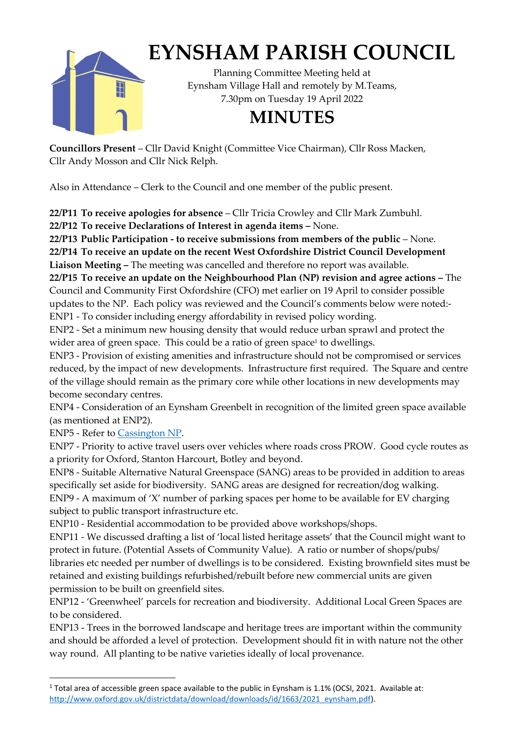# EYNSHAM PARISH COUNCIL

Planning Committee Meeting held at
Eynsham Village Hall and remotely by M.Teams,
7.30pm on Tuesday 19 April 2022

# MINUTES

**Councillors Present** – Cllr David Knight (Committee Vice Chairman), Cllr Ross Macken, Cllr Andy Mosson and Cllr Nick Relph.

Also in Attendance – Clerk to the Council and one member of the public present.

**22/P11 To receive apologies for absence** – Cllr Tricia Crowley and Cllr Mark Zumbuhl.

**22/P12 To receive Declarations of Interest in agenda items –** None.

**22/P13 Public Participation - to receive submissions from members of the public** – None.

**22/P14 To receive an update on the recent West Oxfordshire District Council Development Liaison Meeting –** The meeting was cancelled and therefore no report was available.

**22/P15 To receive an update on the Neighbourhood Plan (NP) revision and agree actions –** The Council and Community First Oxfordshire (CFO) met earlier on 19 April to consider possible updates to the NP. Each policy was reviewed and the Council's comments below were noted:-

ENP1 - To consider including energy affordability in revised policy wording.

ENP2 - Set a minimum new housing density that would reduce urban sprawl and protect the wider area of green space. This could be a ratio of green space[1] to dwellings.

ENP3 - Provision of existing amenities and infrastructure should not be compromised or services reduced, by the impact of new developments. Infrastructure first required. The Square and centre of the village should remain as the primary core while other locations in new developments may become secondary centres.

ENP4 - Consideration of an Eynsham Greenbelt in recognition of the limited green space available (as mentioned at ENP2).

ENP5 - Refer to Cassington NP.

ENP7 - Priority to active travel users over vehicles where roads cross PROW. Good cycle routes as a priority for Oxford, Stanton Harcourt, Botley and beyond.

ENP8 - Suitable Alternative Natural Greenspace (SANG) areas to be provided in addition to areas specifically set aside for biodiversity. SANG areas are designed for recreation/dog walking.

ENP9 - A maximum of 'X' number of parking spaces per home to be available for EV charging subject to public transport infrastructure etc.

ENP10 - Residential accommodation to be provided above workshops/shops.

ENP11 - We discussed drafting a list of 'local listed heritage assets' that the Council might want to protect in future. (Potential Assets of Community Value). A ratio or number of shops/pubs/ libraries etc needed per number of dwellings is to be considered. Existing brownfield sites must be retained and existing buildings refurbished/rebuilt before new commercial units are given permission to be built on greenfield sites.

ENP12 - 'Greenwheel' parcels for recreation and biodiversity. Additional Local Green Spaces are to be considered.

ENP13 - Trees in the borrowed landscape and heritage trees are important within the community and should be afforded a level of protection. Development should fit in with nature not the other way round. All planting to be native varieties ideally of local provenance.

---

[1] Total area of accessible green space available to the public in Eynsham is 1.1% (OCSI, 2021. Available at: http://www.oxford.gov.uk/districtdata/download/downloads/id/1663/2021_eynsham.pdf).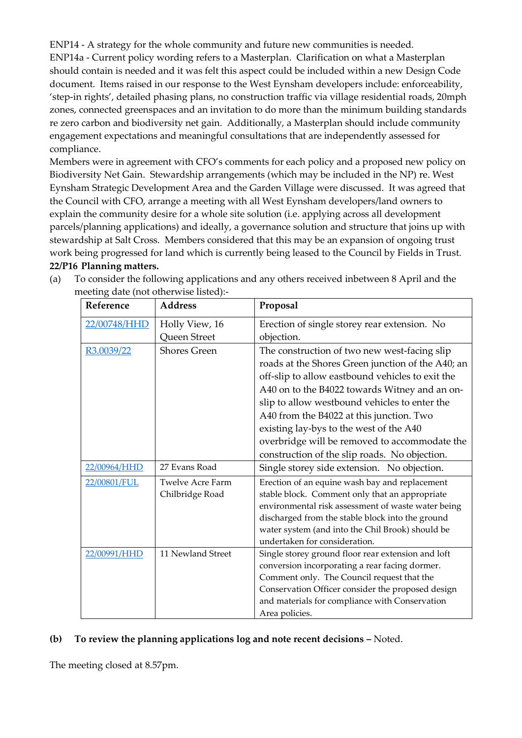ENP14 - A strategy for the whole community and future new communities is needed.
ENP14a - Current policy wording refers to a Masterplan. Clarification on what a Masterplan should contain is needed and it was felt this aspect could be included within a new Design Code document. Items raised in our response to the West Eynsham developers include: enforceability, 'step-in rights', detailed phasing plans, no construction traffic via village residential roads, 20mph zones, connected greenspaces and an invitation to do more than the minimum building standards re zero carbon and biodiversity net gain. Additionally, a Masterplan should include community engagement expectations and meaningful consultations that are independently assessed for compliance.
Members were in agreement with CFO's comments for each policy and a proposed new policy on Biodiversity Net Gain. Stewardship arrangements (which may be included in the NP) re. West Eynsham Strategic Development Area and the Garden Village were discussed. It was agreed that the Council with CFO, arrange a meeting with all West Eynsham developers/land owners to explain the community desire for a whole site solution (i.e. applying across all development parcels/planning applications) and ideally, a governance solution and structure that joins up with stewardship at Salt Cross. Members considered that this may be an expansion of ongoing trust work being progressed for land which is currently being leased to the Council by Fields in Trust.

**22/P16 Planning matters.**

(a) To consider the following applications and any others received inbetween 8 April and the meeting date (not otherwise listed):-

| Reference | Address | Proposal |
|---|---|---|
| 22/00748/HHD | Holly View, 16 Queen Street | Erection of single storey rear extension. No objection. |
| R3.0039/22 | Shores Green | The construction of two new west-facing slip roads at the Shores Green junction of the A40; an off-slip to allow eastbound vehicles to exit the A40 on to the B4022 towards Witney and an on-slip to allow westbound vehicles to enter the A40 from the B4022 at this junction. Two existing lay-bys to the west of the A40 overbridge will be removed to accommodate the construction of the slip roads. No objection. |
| 22/00964/HHD | 27 Evans Road | Single storey side extension. No objection. |
| 22/00801/FUL | Twelve Acre Farm Chilbridge Road | Erection of an equine wash bay and replacement stable block. Comment only that an appropriate environmental risk assessment of waste water being discharged from the stable block into the ground water system (and into the Chil Brook) should be undertaken for consideration. |
| 22/00991/HHD | 11 Newland Street | Single storey ground floor rear extension and loft conversion incorporating a rear facing dormer. Comment only. The Council request that the Conservation Officer consider the proposed design and materials for compliance with Conservation Area policies. |

**(b) To review the planning applications log and note recent decisions –** Noted.

The meeting closed at 8.57pm.